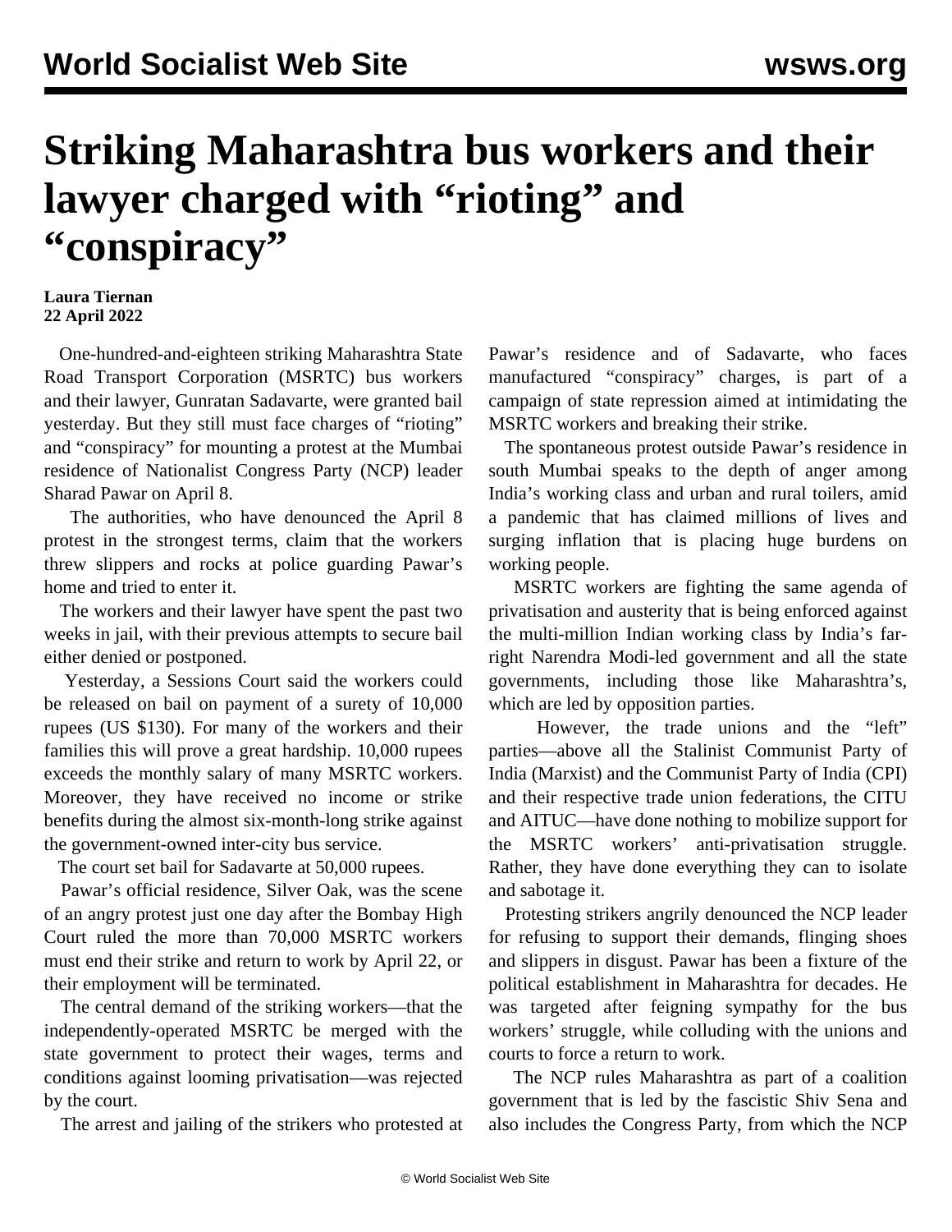# Striking Maharashtra bus workers and their lawyer charged with "rioting" and "conspiracy"

**Laura Tiernan**
**22 April 2022**

One-hundred-and-eighteen striking Maharashtra State Road Transport Corporation (MSRTC) bus workers and their lawyer, Gunratan Sadavarte, were granted bail yesterday. But they still must face charges of "rioting" and "conspiracy" for mounting a protest at the Mumbai residence of Nationalist Congress Party (NCP) leader Sharad Pawar on April 8.

The authorities, who have denounced the April 8 protest in the strongest terms, claim that the workers threw slippers and rocks at police guarding Pawar's home and tried to enter it.

The workers and their lawyer have spent the past two weeks in jail, with their previous attempts to secure bail either denied or postponed.

Yesterday, a Sessions Court said the workers could be released on bail on payment of a surety of 10,000 rupees (US $130). For many of the workers and their families this will prove a great hardship. 10,000 rupees exceeds the monthly salary of many MSRTC workers. Moreover, they have received no income or strike benefits during the almost six-month-long strike against the government-owned inter-city bus service.

The court set bail for Sadavarte at 50,000 rupees.

Pawar's official residence, Silver Oak, was the scene of an angry protest just one day after the Bombay High Court ruled the more than 70,000 MSRTC workers must end their strike and return to work by April 22, or their employment will be terminated.

The central demand of the striking workers—that the independently-operated MSRTC be merged with the state government to protect their wages, terms and conditions against looming privatisation—was rejected by the court.

The arrest and jailing of the strikers who protested at Pawar's residence and of Sadavarte, who faces manufactured "conspiracy" charges, is part of a campaign of state repression aimed at intimidating the MSRTC workers and breaking their strike.

The spontaneous protest outside Pawar's residence in south Mumbai speaks to the depth of anger among India's working class and urban and rural toilers, amid a pandemic that has claimed millions of lives and surging inflation that is placing huge burdens on working people.

MSRTC workers are fighting the same agenda of privatisation and austerity that is being enforced against the multi-million Indian working class by India's far-right Narendra Modi-led government and all the state governments, including those like Maharashtra's, which are led by opposition parties.

However, the trade unions and the "left" parties—above all the Stalinist Communist Party of India (Marxist) and the Communist Party of India (CPI) and their respective trade union federations, the CITU and AITUC—have done nothing to mobilize support for the MSRTC workers' anti-privatisation struggle. Rather, they have done everything they can to isolate and sabotage it.

Protesting strikers angrily denounced the NCP leader for refusing to support their demands, flinging shoes and slippers in disgust. Pawar has been a fixture of the political establishment in Maharashtra for decades. He was targeted after feigning sympathy for the bus workers' struggle, while colluding with the unions and courts to force a return to work.

The NCP rules Maharashtra as part of a coalition government that is led by the fascistic Shiv Sena and also includes the Congress Party, from which the NCP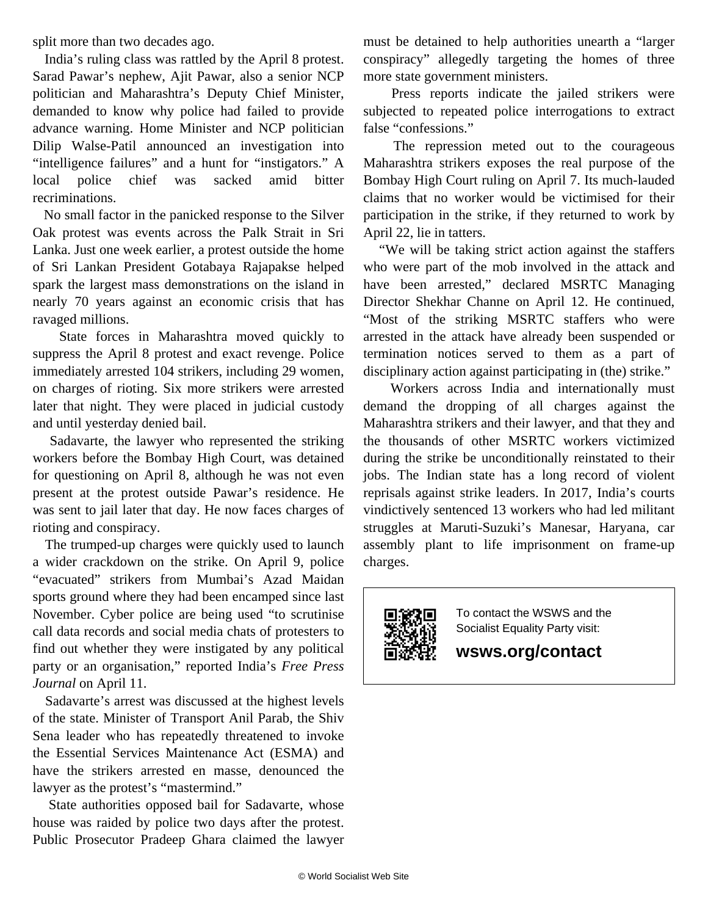split more than two decades ago.

India's ruling class was rattled by the April 8 protest. Sarad Pawar's nephew, Ajit Pawar, also a senior NCP politician and Maharashtra's Deputy Chief Minister, demanded to know why police had failed to provide advance warning. Home Minister and NCP politician Dilip Walse-Patil announced an investigation into "intelligence failures" and a hunt for "instigators." A local police chief was sacked amid bitter recriminations.

No small factor in the panicked response to the Silver Oak protest was events across the Palk Strait in Sri Lanka. Just one week earlier, a protest outside the home of Sri Lankan President Gotabaya Rajapakse helped spark the largest mass demonstrations on the island in nearly 70 years against an economic crisis that has ravaged millions.

State forces in Maharashtra moved quickly to suppress the April 8 protest and exact revenge. Police immediately arrested 104 strikers, including 29 women, on charges of rioting. Six more strikers were arrested later that night. They were placed in judicial custody and until yesterday denied bail.

Sadavarte, the lawyer who represented the striking workers before the Bombay High Court, was detained for questioning on April 8, although he was not even present at the protest outside Pawar's residence. He was sent to jail later that day. He now faces charges of rioting and conspiracy.

The trumped-up charges were quickly used to launch a wider crackdown on the strike. On April 9, police "evacuated" strikers from Mumbai's Azad Maidan sports ground where they had been encamped since last November. Cyber police are being used "to scrutinise call data records and social media chats of protesters to find out whether they were instigated by any political party or an organisation," reported India's *Free Press Journal* on April 11.

Sadavarte's arrest was discussed at the highest levels of the state. Minister of Transport Anil Parab, the Shiv Sena leader who has repeatedly threatened to invoke the Essential Services Maintenance Act (ESMA) and have the strikers arrested en masse, denounced the lawyer as the protest's "mastermind."

State authorities opposed bail for Sadavarte, whose house was raided by police two days after the protest. Public Prosecutor Pradeep Ghara claimed the lawyer must be detained to help authorities unearth a "larger conspiracy" allegedly targeting the homes of three more state government ministers.

Press reports indicate the jailed strikers were subjected to repeated police interrogations to extract false "confessions."

The repression meted out to the courageous Maharashtra strikers exposes the real purpose of the Bombay High Court ruling on April 7. Its much-lauded claims that no worker would be victimised for their participation in the strike, if they returned to work by April 22, lie in tatters.

"We will be taking strict action against the staffers who were part of the mob involved in the attack and have been arrested," declared MSRTC Managing Director Shekhar Channe on April 12. He continued, "Most of the striking MSRTC staffers who were arrested in the attack have already been suspended or termination notices served to them as a part of disciplinary action against participating in (the) strike."

Workers across India and internationally must demand the dropping of all charges against the Maharashtra strikers and their lawyer, and that they and the thousands of other MSRTC workers victimized during the strike be unconditionally reinstated to their jobs. The Indian state has a long record of violent reprisals against strike leaders. In 2017, India's courts vindictively sentenced 13 workers who had led militant struggles at Maruti-Suzuki's Manesar, Haryana, car assembly plant to life imprisonment on frame-up charges.

To contact the WSWS and the Socialist Equality Party visit:

**wsws.org/contact**